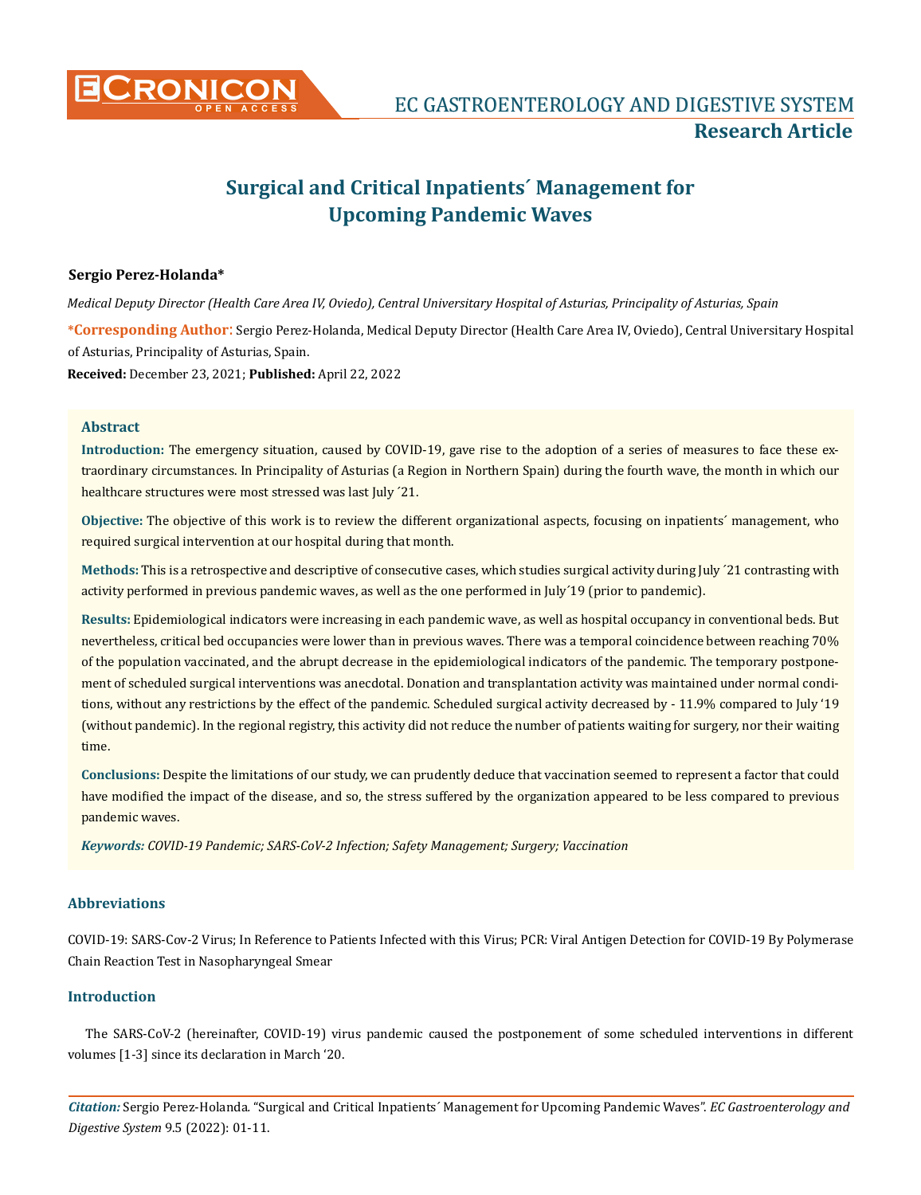# Surgical and Critical Inpatients´ Management for Upcoming Pandemic Waves

**Sergio Perez-Holanda***

*Medical Deputy Director (Health Care Area IV, Oviedo), Central Universitary Hospital of Asturias, Principality of Asturias, Spain*

***Corresponding Author:** Sergio Perez-Holanda, Medical Deputy Director (Health Care Area IV, Oviedo), Central Universitary Hospital of Asturias, Principality of Asturias, Spain.

**Received:** December 23, 2021; **Published:** April 22, 2022

## Abstract

**Introduction:** The emergency situation, caused by COVID-19, gave rise to the adoption of a series of measures to face these extraordinary circumstances. In Principality of Asturias (a Region in Northern Spain) during the fourth wave, the month in which our healthcare structures were most stressed was last July ´21.

**Objective:** The objective of this work is to review the different organizational aspects, focusing on inpatients´ management, who required surgical intervention at our hospital during that month.

**Methods:** This is a retrospective and descriptive of consecutive cases, which studies surgical activity during July ´21 contrasting with activity performed in previous pandemic waves, as well as the one performed in July´19 (prior to pandemic).

**Results:** Epidemiological indicators were increasing in each pandemic wave, as well as hospital occupancy in conventional beds. But nevertheless, critical bed occupancies were lower than in previous waves. There was a temporal coincidence between reaching 70% of the population vaccinated, and the abrupt decrease in the epidemiological indicators of the pandemic. The temporary postponement of scheduled surgical interventions was anecdotal. Donation and transplantation activity was maintained under normal conditions, without any restrictions by the effect of the pandemic. Scheduled surgical activity decreased by - 11.9% compared to July '19 (without pandemic). In the regional registry, this activity did not reduce the number of patients waiting for surgery, nor their waiting time.

**Conclusions:** Despite the limitations of our study, we can prudently deduce that vaccination seemed to represent a factor that could have modified the impact of the disease, and so, the stress suffered by the organization appeared to be less compared to previous pandemic waves.

***Keywords:** COVID-19 Pandemic; SARS-CoV-2 Infection; Safety Management; Surgery; Vaccination*

## Abbreviations

COVID-19: SARS-Cov-2 Virus; In Reference to Patients Infected with this Virus; PCR: Viral Antigen Detection for COVID-19 By Polymerase Chain Reaction Test in Nasopharyngeal Smear

## Introduction

The SARS-CoV-2 (hereinafter, COVID-19) virus pandemic caused the postponement of some scheduled interventions in different volumes [1-3] since its declaration in March '20.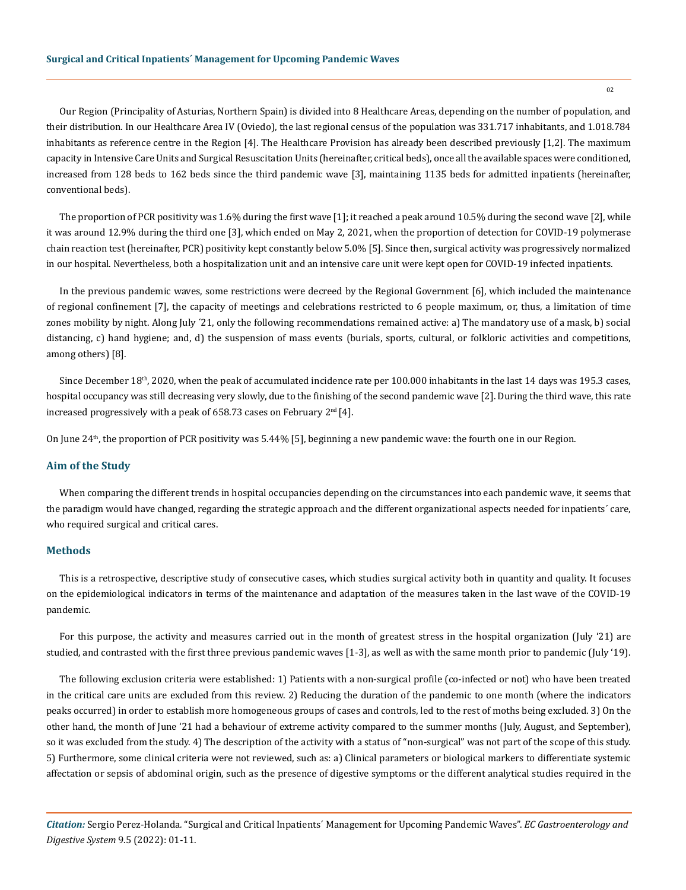Our Region (Principality of Asturias, Northern Spain) is divided into 8 Healthcare Areas, depending on the number of population, and their distribution. In our Healthcare Area IV (Oviedo), the last regional census of the population was 331.717 inhabitants, and 1.018.784 inhabitants as reference centre in the Region [4]. The Healthcare Provision has already been described previously [1,2]. The maximum capacity in Intensive Care Units and Surgical Resuscitation Units (hereinafter, critical beds), once all the available spaces were conditioned, increased from 128 beds to 162 beds since the third pandemic wave [3], maintaining 1135 beds for admitted inpatients (hereinafter, conventional beds).

The proportion of PCR positivity was 1.6% during the first wave [1]; it reached a peak around 10.5% during the second wave [2], while it was around 12.9% during the third one [3], which ended on May 2, 2021, when the proportion of detection for COVID-19 polymerase chain reaction test (hereinafter, PCR) positivity kept constantly below 5.0% [5]. Since then, surgical activity was progressively normalized in our hospital. Nevertheless, both a hospitalization unit and an intensive care unit were kept open for COVID-19 infected inpatients.

In the previous pandemic waves, some restrictions were decreed by the Regional Government [6], which included the maintenance of regional confinement [7], the capacity of meetings and celebrations restricted to 6 people maximum, or, thus, a limitation of time zones mobility by night. Along July ´21, only the following recommendations remained active: a) The mandatory use of a mask, b) social distancing, c) hand hygiene; and, d) the suspension of mass events (burials, sports, cultural, or folkloric activities and competitions, among others) [8].

Since December 18th, 2020, when the peak of accumulated incidence rate per 100.000 inhabitants in the last 14 days was 195.3 cases, hospital occupancy was still decreasing very slowly, due to the finishing of the second pandemic wave [2]. During the third wave, this rate increased progressively with a peak of 658.73 cases on February 2nd [4].

On June 24th, the proportion of PCR positivity was 5.44% [5], beginning a new pandemic wave: the fourth one in our Region.

## Aim of the Study

When comparing the different trends in hospital occupancies depending on the circumstances into each pandemic wave, it seems that the paradigm would have changed, regarding the strategic approach and the different organizational aspects needed for inpatients´ care, who required surgical and critical cares.

## Methods

This is a retrospective, descriptive study of consecutive cases, which studies surgical activity both in quantity and quality. It focuses on the epidemiological indicators in terms of the maintenance and adaptation of the measures taken in the last wave of the COVID-19 pandemic.

For this purpose, the activity and measures carried out in the month of greatest stress in the hospital organization (July '21) are studied, and contrasted with the first three previous pandemic waves [1-3], as well as with the same month prior to pandemic (July '19).

The following exclusion criteria were established: 1) Patients with a non-surgical profile (co-infected or not) who have been treated in the critical care units are excluded from this review. 2) Reducing the duration of the pandemic to one month (where the indicators peaks occurred) in order to establish more homogeneous groups of cases and controls, led to the rest of moths being excluded. 3) On the other hand, the month of June '21 had a behaviour of extreme activity compared to the summer months (July, August, and September), so it was excluded from the study. 4) The description of the activity with a status of "non-surgical" was not part of the scope of this study. 5) Furthermore, some clinical criteria were not reviewed, such as: a) Clinical parameters or biological markers to differentiate systemic affectation or sepsis of abdominal origin, such as the presence of digestive symptoms or the different analytical studies required in the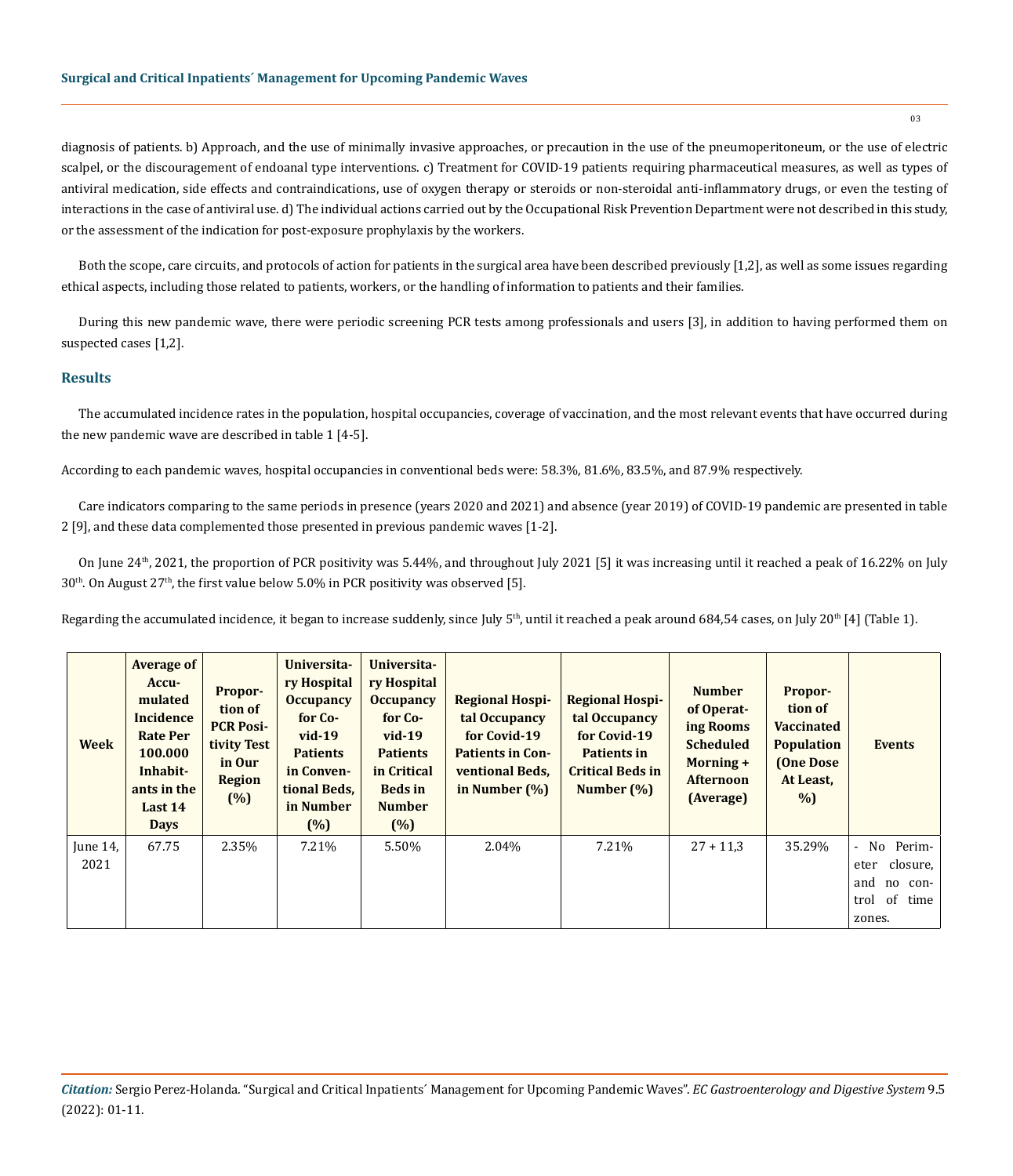diagnosis of patients. b) Approach, and the use of minimally invasive approaches, or precaution in the use of the pneumoperitoneum, or the use of electric scalpel, or the discouragement of endoanal type interventions. c) Treatment for COVID-19 patients requiring pharmaceutical measures, as well as types of antiviral medication, side effects and contraindications, use of oxygen therapy or steroids or non-steroidal anti-inflammatory drugs, or even the testing of interactions in the case of antiviral use. d) The individual actions carried out by the Occupational Risk Prevention Department were not described in this study, or the assessment of the indication for post-exposure prophylaxis by the workers.

Both the scope, care circuits, and protocols of action for patients in the surgical area have been described previously [1,2], as well as some issues regarding ethical aspects, including those related to patients, workers, or the handling of information to patients and their families.

During this new pandemic wave, there were periodic screening PCR tests among professionals and users [3], in addition to having performed them on suspected cases [1,2].

## Results

The accumulated incidence rates in the population, hospital occupancies, coverage of vaccination, and the most relevant events that have occurred during the new pandemic wave are described in table 1 [4-5].

According to each pandemic waves, hospital occupancies in conventional beds were: 58.3%, 81.6%, 83.5%, and 87.9% respectively.

Care indicators comparing to the same periods in presence (years 2020 and 2021) and absence (year 2019) of COVID-19 pandemic are presented in table 2 [9], and these data complemented those presented in previous pandemic waves [1-2].

On June 24th, 2021, the proportion of PCR positivity was 5.44%, and throughout July 2021 [5] it was increasing until it reached a peak of 16.22% on July 30th. On August 27th, the first value below 5.0% in PCR positivity was observed [5].

Regarding the accumulated incidence, it began to increase suddenly, since July 5th, until it reached a peak around 684,54 cases, on July 20th [4] (Table 1).

| Week | Average of Accumulated Incidence Rate Per 100.000 Inhabitants in the Last 14 Days | Proportion of PCR Positivity Test in Our Region (%) | Universitary Hospital Occupancy for Covid-19 Patients in Conventional Beds, in Number (%) | Universitary Hospital Occupancy for Covid-19 Patients in Critical Beds in Number (%) | Regional Hospital Occupancy for Covid-19 Patients in Conventional Beds, in Number (%) | Regional Hospital Occupancy for Covid-19 Patients in Critical Beds in Number (%) | Number of Operating Rooms Scheduled Morning + Afternoon (Average) | Proportion of Vaccinated Population (One Dose At Least, %) | Events |
|---|---|---|---|---|---|---|---|---|---|
| June 14, 2021 | 67.75 | 2.35% | 7.21% | 5.50% | 2.04% | 7.21% | 27 + 11,3 | 35.29% | - No Perimeter closure, and no control of time zones. |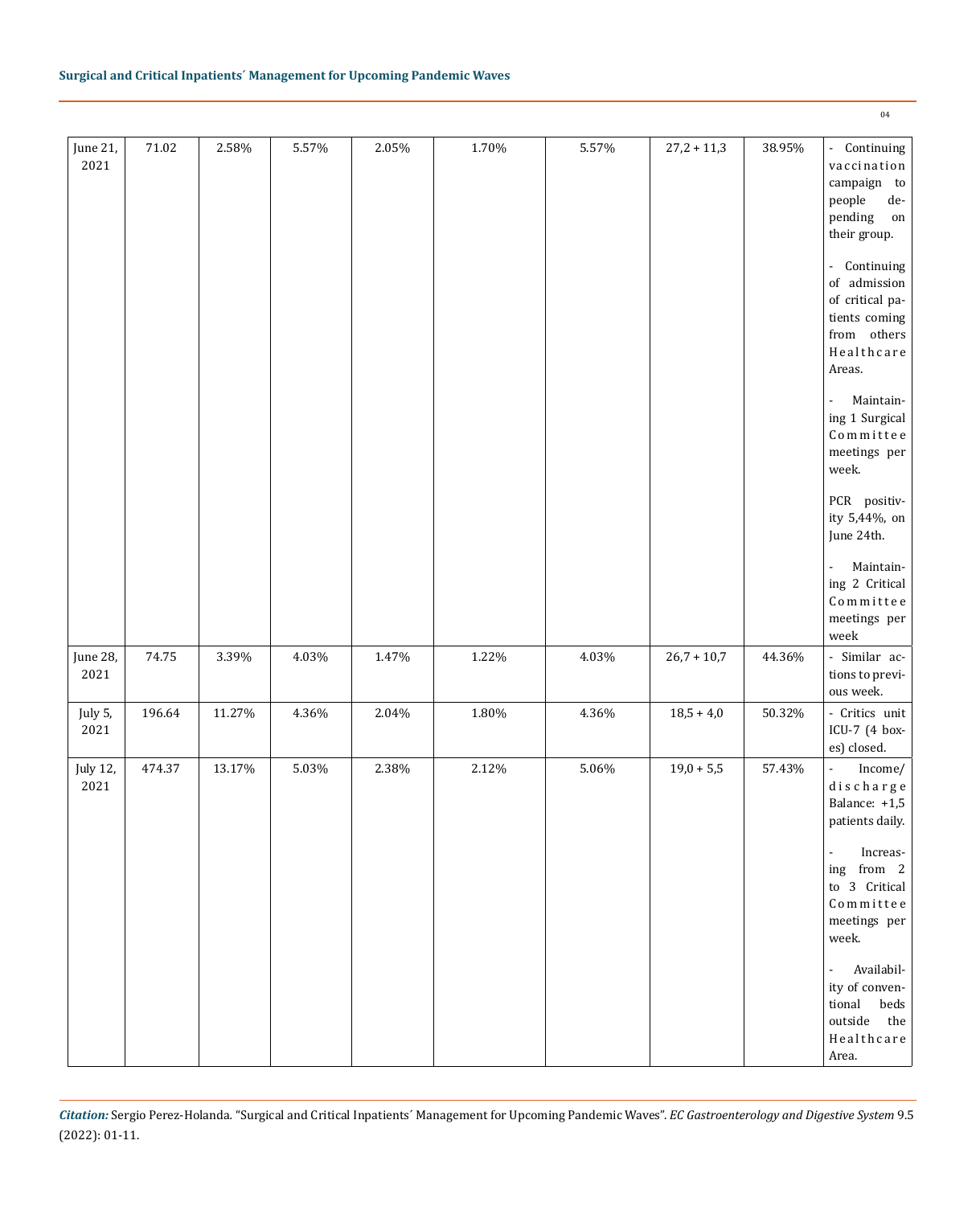| | | | | | | | | | |
|---|---|---|---|---|---|---|---|---|---|
| June 21, 2021 | 71.02 | 2.58% | 5.57% | 2.05% | 1.70% | 5.57% | 27,2 + 11,3 | 38.95% | - Continuing vaccination campaign to people depending on their group.<br><br>- Continuing of admission of critical patients coming from others Healthcare Areas.<br><br>- Maintaining 1 Surgical Committee meetings per week.<br><br>PCR positivity 5,44%, on June 24th.<br><br>- Maintaining 2 Critical Committee meetings per week |
| June 28, 2021 | 74.75 | 3.39% | 4.03% | 1.47% | 1.22% | 4.03% | 26,7 + 10,7 | 44.36% | - Similar actions to previous week. |
| July 5, 2021 | 196.64 | 11.27% | 4.36% | 2.04% | 1.80% | 4.36% | 18,5 + 4,0 | 50.32% | - Critics unit ICU-7 (4 boxes) closed. |
| July 12, 2021 | 474.37 | 13.17% | 5.03% | 2.38% | 2.12% | 5.06% | 19,0 + 5,5 | 57.43% | - Income/discharge Balance: +1,5 patients daily.<br><br>- Increasing from 2 to 3 Critical Committee meetings per week.<br><br>- Availability of conventional beds outside the Healthcare Area. |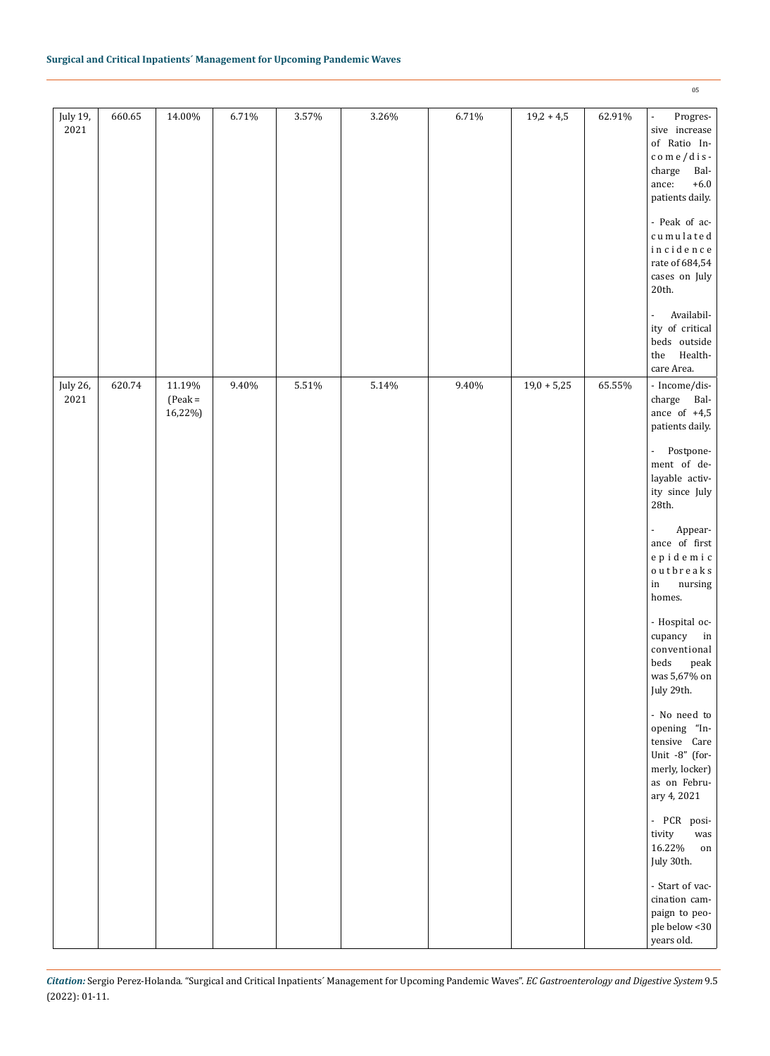| | | | | | | | | | |
|---|---|---|---|---|---|---|---|---|---|
| July 19, 2021 | 660.65 | 14.00% | 6.71% | 3.57% | 3.26% | 6.71% | 19,2 + 4,5 | 62.91% | - Progressive increase of Ratio Income/discharge Balance: +6.0 patients daily.<br><br>- Peak of accumulated incidence rate of 684,54 cases on July 20th.<br><br>- Availability of critical beds outside the Healthcare Area. |
| July 26, 2021 | 620.74 | 11.19% (Peak = 16,22%) | 9.40% | 5.51% | 5.14% | 9.40% | 19,0 + 5,25 | 65.55% | - Income/discharge Balance of +4,5 patients daily.<br><br>- Postponement of delayable activity since July 28th.<br><br>- Appearance of first epidemic outbreaks in nursing homes.<br><br>- Hospital occupancy in conventional beds peak was 5,67% on July 29th.<br><br>- No need to opening "Intensive Care Unit -8" (formerly, locker) as on February 4, 2021<br><br>- PCR positivity was 16.22% on July 30th.<br><br>- Start of vaccination campaign to people below <30 years old. |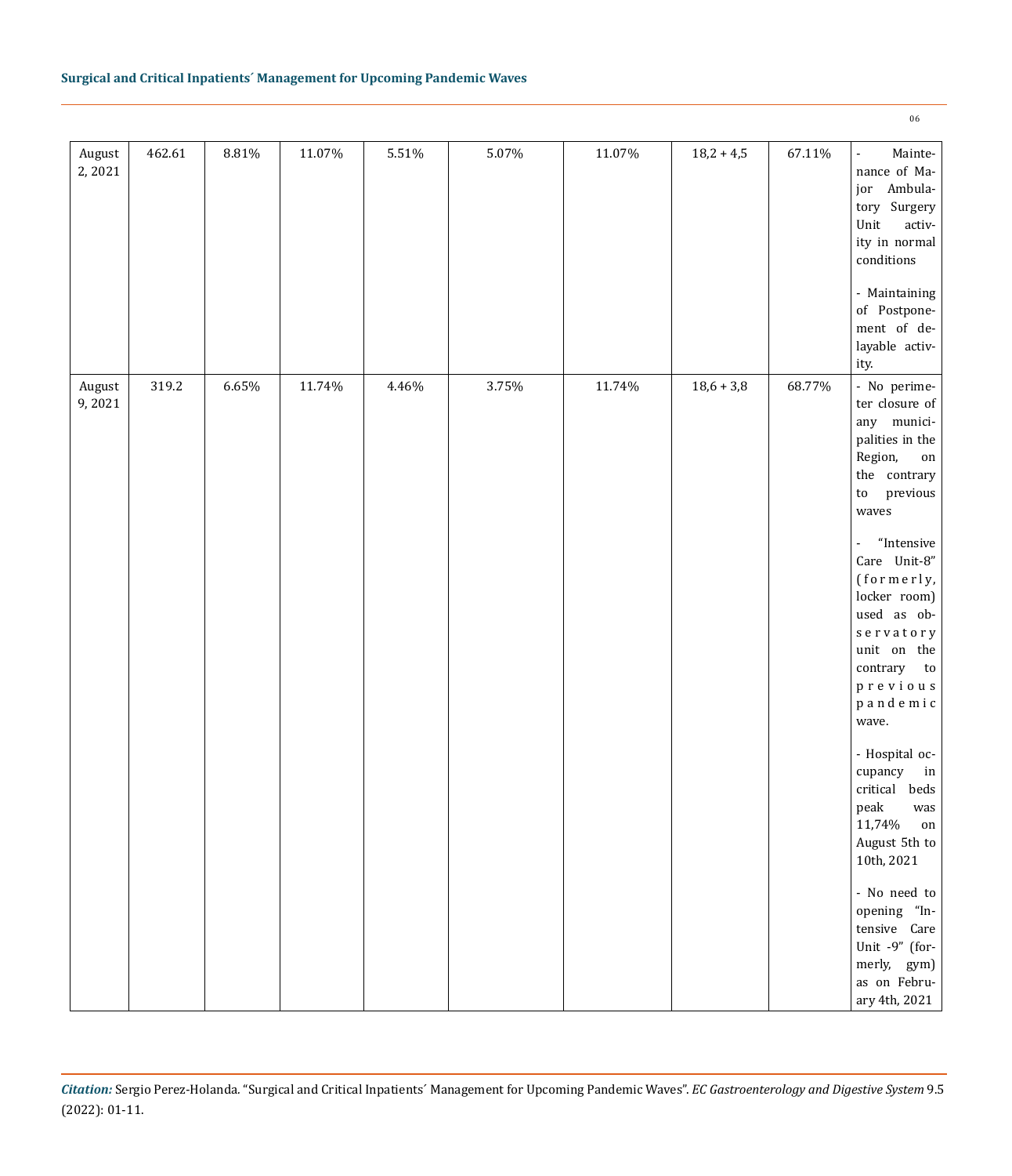| | | | | | | | | | |
|---|---|---|---|---|---|---|---|---|---|
| August 2, 2021 | 462.61 | 8.81% | 11.07% | 5.51% | 5.07% | 11.07% | 18,2 + 4,5 | 67.11% | - Maintenance of Major Ambulatory Surgery Unit activity in normal conditions<br><br>- Maintaining of Postponement of delayable activity. |
| August 9, 2021 | 319.2 | 6.65% | 11.74% | 4.46% | 3.75% | 11.74% | 18,6 + 3,8 | 68.77% | - No perimeter closure of any municipalities in the Region, on the contrary to previous waves<br><br>- "Intensive Care Unit-8" (formerly, locker room) used as observatory unit on the contrary to previous pandemic wave.<br><br>- Hospital occupancy in critical beds peak was 11,74% on August 5th to 10th, 2021<br><br>- No need to opening "Intensive Care Unit -9" (formerly, gym) as on February 4th, 2021 |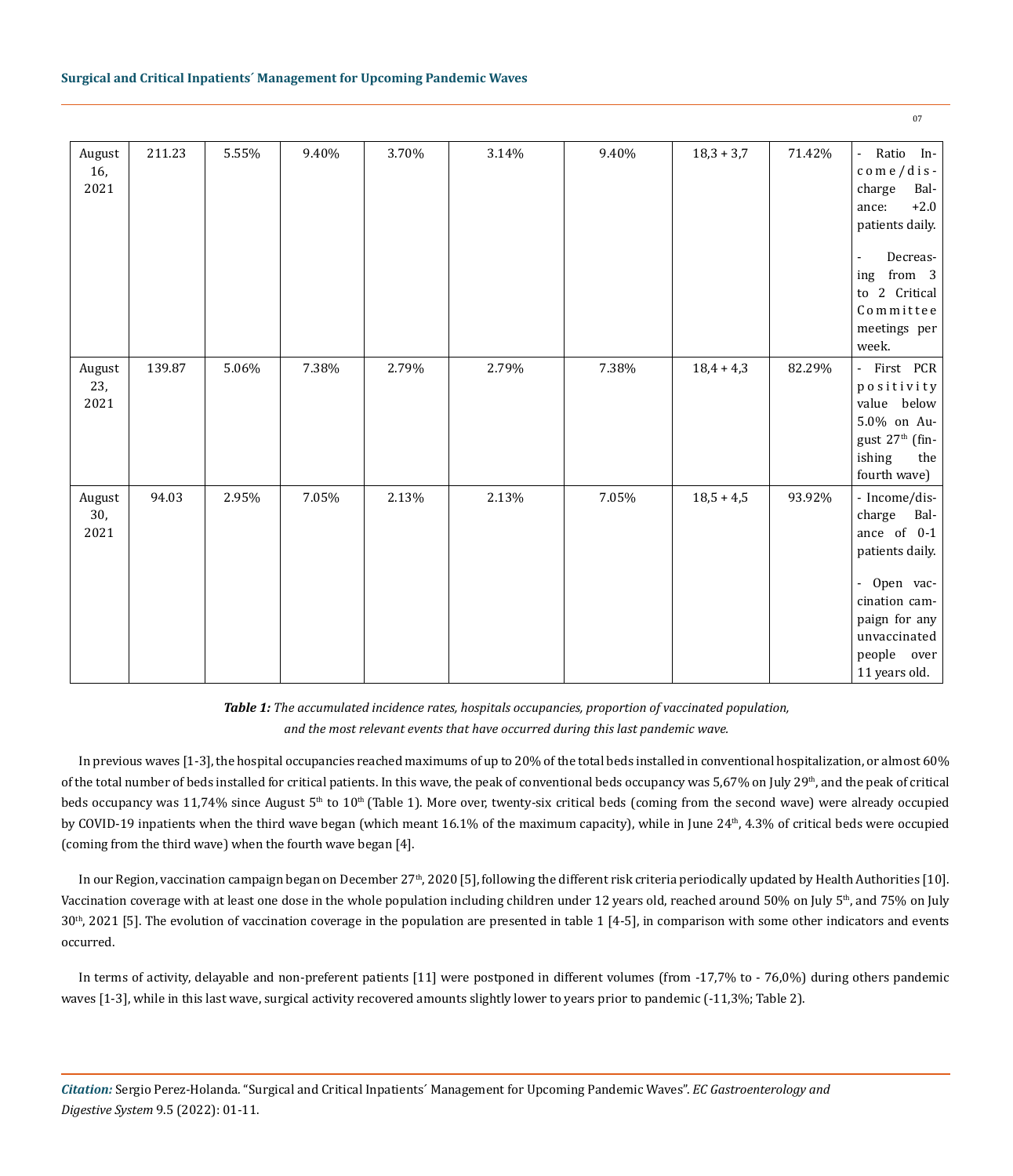| | | | | | | | | | |
|---|---|---|---|---|---|---|---|---|---|
| August 16, 2021 | 211.23 | 5.55% | 9.40% | 3.70% | 3.14% | 9.40% | 18,3 + 3,7 | 71.42% | - Ratio Income/discharge Balance: +2.0 patients daily.<br><br>- Decreasing from 3 to 2 Critical Committee meetings per week. |
| August 23, 2021 | 139.87 | 5.06% | 7.38% | 2.79% | 2.79% | 7.38% | 18,4 + 4,3 | 82.29% | - First PCR positivity value below 5.0% on August 27th (finishing the fourth wave) |
| August 30, 2021 | 94.03 | 2.95% | 7.05% | 2.13% | 2.13% | 7.05% | 18,5 + 4,5 | 93.92% | - Income/discharge Balance of 0-1 patients daily.<br><br>- Open vaccination campaign for any unvaccinated people over 11 years old. |

***Table 1:*** *The accumulated incidence rates, hospitals occupancies, proportion of vaccinated population, and the most relevant events that have occurred during this last pandemic wave.*

In previous waves [1-3], the hospital occupancies reached maximums of up to 20% of the total beds installed in conventional hospitalization, or almost 60% of the total number of beds installed for critical patients. In this wave, the peak of conventional beds occupancy was 5,67% on July 29th, and the peak of critical beds occupancy was 11,74% since August 5th to 10th (Table 1). More over, twenty-six critical beds (coming from the second wave) were already occupied by COVID-19 inpatients when the third wave began (which meant 16.1% of the maximum capacity), while in June 24th, 4.3% of critical beds were occupied (coming from the third wave) when the fourth wave began [4].

In our Region, vaccination campaign began on December 27th, 2020 [5], following the different risk criteria periodically updated by Health Authorities [10]. Vaccination coverage with at least one dose in the whole population including children under 12 years old, reached around 50% on July 5th, and 75% on July 30th, 2021 [5]. The evolution of vaccination coverage in the population are presented in table 1 [4-5], in comparison with some other indicators and events occurred.

In terms of activity, delayable and non-preferent patients [11] were postponed in different volumes (from -17,7% to - 76,0%) during others pandemic waves [1-3], while in this last wave, surgical activity recovered amounts slightly lower to years prior to pandemic (-11,3%; Table 2).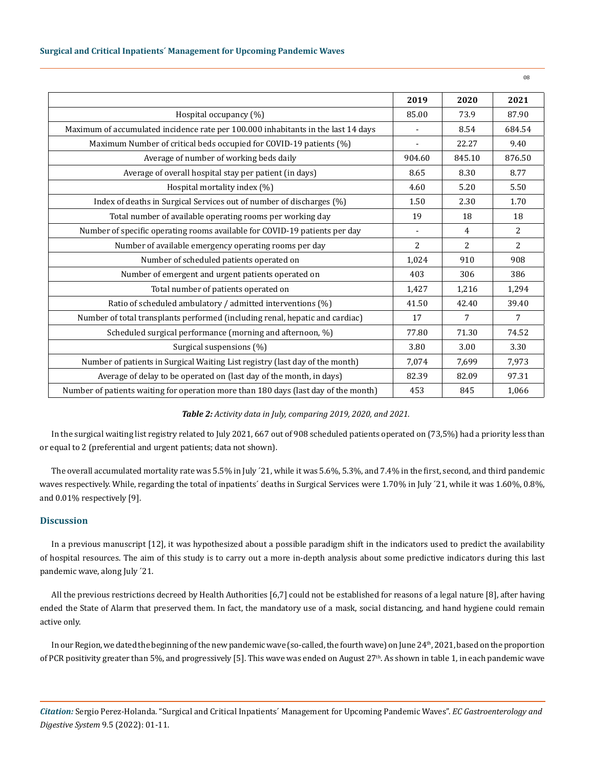| | 2019 | 2020 | 2021 |
|---|---|---|---|
| Hospital occupancy (%) | 85.00 | 73.9 | 87.90 |
| Maximum of accumulated incidence rate per 100.000 inhabitants in the last 14 days | - | 8.54 | 684.54 |
| Maximum Number of critical beds occupied for COVID-19 patients (%) | - | 22.27 | 9.40 |
| Average of number of working beds daily | 904.60 | 845.10 | 876.50 |
| Average of overall hospital stay per patient (in days) | 8.65 | 8.30 | 8.77 |
| Hospital mortality index (%) | 4.60 | 5.20 | 5.50 |
| Index of deaths in Surgical Services out of number of discharges (%) | 1.50 | 2.30 | 1.70 |
| Total number of available operating rooms per working day | 19 | 18 | 18 |
| Number of specific operating rooms available for COVID-19 patients per day | - | 4 | 2 |
| Number of available emergency operating rooms per day | 2 | 2 | 2 |
| Number of scheduled patients operated on | 1,024 | 910 | 908 |
| Number of emergent and urgent patients operated on | 403 | 306 | 386 |
| Total number of patients operated on | 1,427 | 1,216 | 1,294 |
| Ratio of scheduled ambulatory / admitted interventions (%) | 41.50 | 42.40 | 39.40 |
| Number of total transplants performed (including renal, hepatic and cardiac) | 17 | 7 | 7 |
| Scheduled surgical performance (morning and afternoon, %) | 77.80 | 71.30 | 74.52 |
| Surgical suspensions (%) | 3.80 | 3.00 | 3.30 |
| Number of patients in Surgical Waiting List registry (last day of the month) | 7,074 | 7,699 | 7,973 |
| Average of delay to be operated on (last day of the month, in days) | 82.39 | 82.09 | 97.31 |
| Number of patients waiting for operation more than 180 days (last day of the month) | 453 | 845 | 1,066 |

***Table 2:*** *Activity data in July, comparing 2019, 2020, and 2021.*

In the surgical waiting list registry related to July 2021, 667 out of 908 scheduled patients operated on (73,5%) had a priority less than or equal to 2 (preferential and urgent patients; data not shown).

The overall accumulated mortality rate was 5.5% in July ´21, while it was 5.6%, 5.3%, and 7.4% in the first, second, and third pandemic waves respectively. While, regarding the total of inpatients´ deaths in Surgical Services were 1.70% in July ´21, while it was 1.60%, 0.8%, and 0.01% respectively [9].

## Discussion

In a previous manuscript [12], it was hypothesized about a possible paradigm shift in the indicators used to predict the availability of hospital resources. The aim of this study is to carry out a more in-depth analysis about some predictive indicators during this last pandemic wave, along July ´21.

All the previous restrictions decreed by Health Authorities [6,7] could not be established for reasons of a legal nature [8], after having ended the State of Alarm that preserved them. In fact, the mandatory use of a mask, social distancing, and hand hygiene could remain active only.

In our Region, we dated the beginning of the new pandemic wave (so-called, the fourth wave) on June 24th, 2021, based on the proportion of PCR positivity greater than 5%, and progressively [5]. This wave was ended on August 27th. As shown in table 1, in each pandemic wave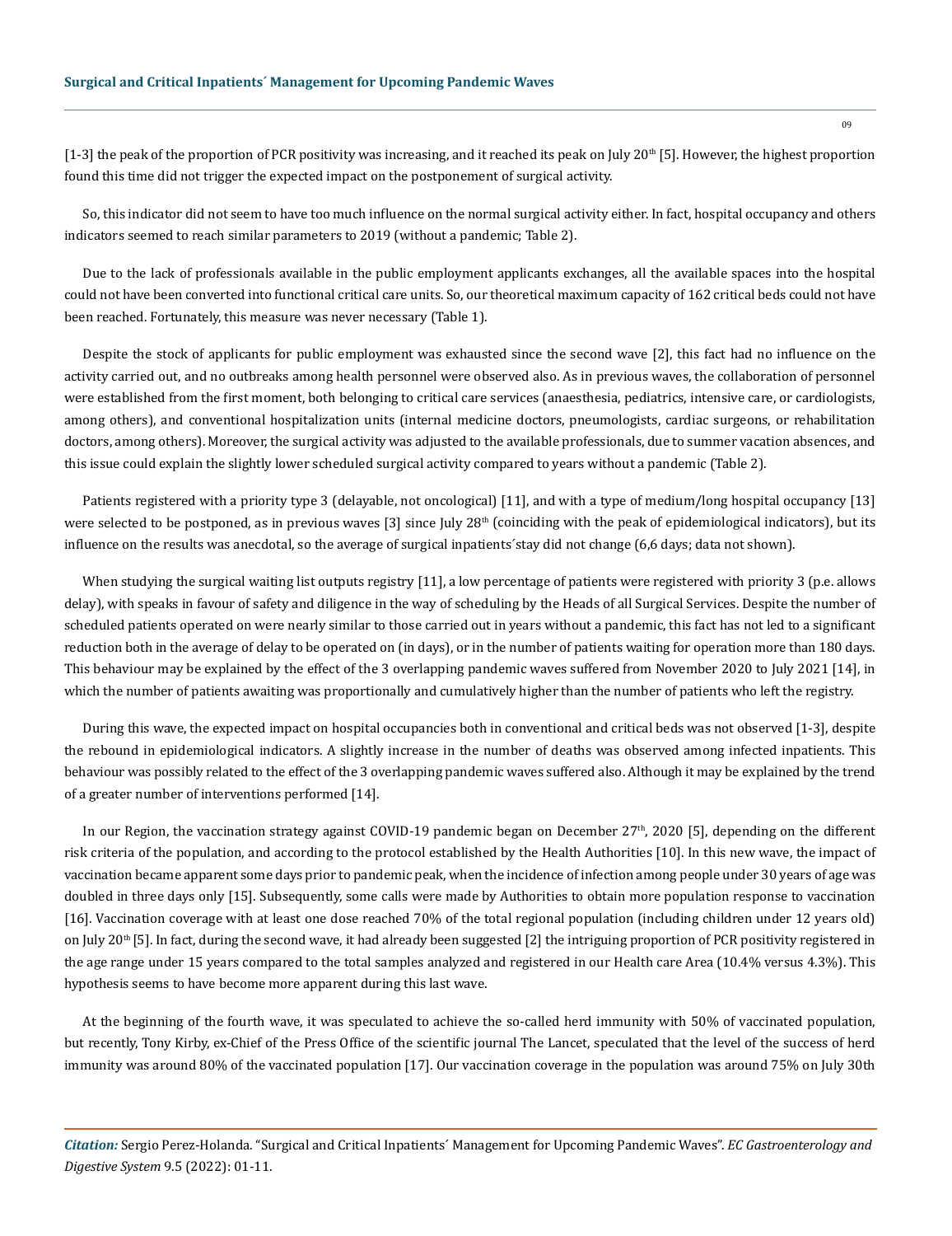[1-3] the peak of the proportion of PCR positivity was increasing, and it reached its peak on July 20th [5]. However, the highest proportion found this time did not trigger the expected impact on the postponement of surgical activity.

So, this indicator did not seem to have too much influence on the normal surgical activity either. In fact, hospital occupancy and others indicators seemed to reach similar parameters to 2019 (without a pandemic; Table 2).

Due to the lack of professionals available in the public employment applicants exchanges, all the available spaces into the hospital could not have been converted into functional critical care units. So, our theoretical maximum capacity of 162 critical beds could not have been reached. Fortunately, this measure was never necessary (Table 1).

Despite the stock of applicants for public employment was exhausted since the second wave [2], this fact had no influence on the activity carried out, and no outbreaks among health personnel were observed also. As in previous waves, the collaboration of personnel were established from the first moment, both belonging to critical care services (anaesthesia, pediatrics, intensive care, or cardiologists, among others), and conventional hospitalization units (internal medicine doctors, pneumologists, cardiac surgeons, or rehabilitation doctors, among others). Moreover, the surgical activity was adjusted to the available professionals, due to summer vacation absences, and this issue could explain the slightly lower scheduled surgical activity compared to years without a pandemic (Table 2).

Patients registered with a priority type 3 (delayable, not oncological) [11], and with a type of medium/long hospital occupancy [13] were selected to be postponed, as in previous waves [3] since July 28th (coinciding with the peak of epidemiological indicators), but its influence on the results was anecdotal, so the average of surgical inpatients´stay did not change (6,6 days; data not shown).

When studying the surgical waiting list outputs registry [11], a low percentage of patients were registered with priority 3 (p.e. allows delay), with speaks in favour of safety and diligence in the way of scheduling by the Heads of all Surgical Services. Despite the number of scheduled patients operated on were nearly similar to those carried out in years without a pandemic, this fact has not led to a significant reduction both in the average of delay to be operated on (in days), or in the number of patients waiting for operation more than 180 days. This behaviour may be explained by the effect of the 3 overlapping pandemic waves suffered from November 2020 to July 2021 [14], in which the number of patients awaiting was proportionally and cumulatively higher than the number of patients who left the registry.

During this wave, the expected impact on hospital occupancies both in conventional and critical beds was not observed [1-3], despite the rebound in epidemiological indicators. A slightly increase in the number of deaths was observed among infected inpatients. This behaviour was possibly related to the effect of the 3 overlapping pandemic waves suffered also. Although it may be explained by the trend of a greater number of interventions performed [14].

In our Region, the vaccination strategy against COVID-19 pandemic began on December 27th, 2020 [5], depending on the different risk criteria of the population, and according to the protocol established by the Health Authorities [10]. In this new wave, the impact of vaccination became apparent some days prior to pandemic peak, when the incidence of infection among people under 30 years of age was doubled in three days only [15]. Subsequently, some calls were made by Authorities to obtain more population response to vaccination [16]. Vaccination coverage with at least one dose reached 70% of the total regional population (including children under 12 years old) on July 20th [5]. In fact, during the second wave, it had already been suggested [2] the intriguing proportion of PCR positivity registered in the age range under 15 years compared to the total samples analyzed and registered in our Health care Area (10.4% versus 4.3%). This hypothesis seems to have become more apparent during this last wave.

At the beginning of the fourth wave, it was speculated to achieve the so-called herd immunity with 50% of vaccinated population, but recently, Tony Kirby, ex-Chief of the Press Office of the scientific journal The Lancet, speculated that the level of the success of herd immunity was around 80% of the vaccinated population [17]. Our vaccination coverage in the population was around 75% on July 30th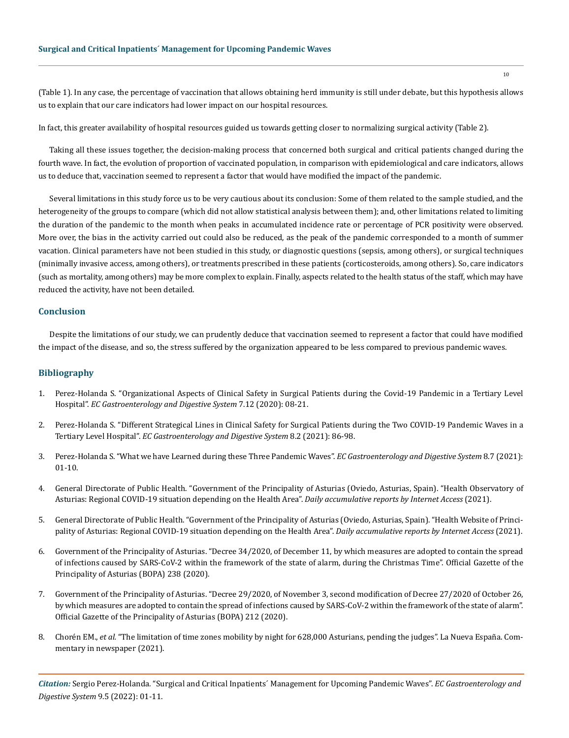(Table 1). In any case, the percentage of vaccination that allows obtaining herd immunity is still under debate, but this hypothesis allows us to explain that our care indicators had lower impact on our hospital resources.

In fact, this greater availability of hospital resources guided us towards getting closer to normalizing surgical activity (Table 2).

Taking all these issues together, the decision-making process that concerned both surgical and critical patients changed during the fourth wave. In fact, the evolution of proportion of vaccinated population, in comparison with epidemiological and care indicators, allows us to deduce that, vaccination seemed to represent a factor that would have modified the impact of the pandemic.

Several limitations in this study force us to be very cautious about its conclusion: Some of them related to the sample studied, and the heterogeneity of the groups to compare (which did not allow statistical analysis between them); and, other limitations related to limiting the duration of the pandemic to the month when peaks in accumulated incidence rate or percentage of PCR positivity were observed. More over, the bias in the activity carried out could also be reduced, as the peak of the pandemic corresponded to a month of summer vacation. Clinical parameters have not been studied in this study, or diagnostic questions (sepsis, among others), or surgical techniques (minimally invasive access, among others), or treatments prescribed in these patients (corticosteroids, among others). So, care indicators (such as mortality, among others) may be more complex to explain. Finally, aspects related to the health status of the staff, which may have reduced the activity, have not been detailed.

## Conclusion

Despite the limitations of our study, we can prudently deduce that vaccination seemed to represent a factor that could have modified the impact of the disease, and so, the stress suffered by the organization appeared to be less compared to previous pandemic waves.

## Bibliography

1. Perez-Holanda S. "Organizational Aspects of Clinical Safety in Surgical Patients during the Covid-19 Pandemic in a Tertiary Level Hospital". *EC Gastroenterology and Digestive System* 7.12 (2020): 08-21.
2. Perez-Holanda S. "Different Strategical Lines in Clinical Safety for Surgical Patients during the Two COVID-19 Pandemic Waves in a Tertiary Level Hospital". *EC Gastroenterology and Digestive System* 8.2 (2021): 86-98.
3. Perez-Holanda S. "What we have Learned during these Three Pandemic Waves". *EC Gastroenterology and Digestive System* 8.7 (2021): 01-10.
4. General Directorate of Public Health. "Government of the Principality of Asturias (Oviedo, Asturias, Spain). "Health Observatory of Asturias: Regional COVID-19 situation depending on the Health Area". *Daily accumulative reports by Internet Access* (2021).
5. General Directorate of Public Health. "Government of the Principality of Asturias (Oviedo, Asturias, Spain). "Health Website of Principality of Asturias: Regional COVID-19 situation depending on the Health Area". *Daily accumulative reports by Internet Access* (2021).
6. Government of the Principality of Asturias. "Decree 34/2020, of December 11, by which measures are adopted to contain the spread of infections caused by SARS-CoV-2 within the framework of the state of alarm, during the Christmas Time". Official Gazette of the Principality of Asturias (BOPA) 238 (2020).
7. Government of the Principality of Asturias. "Decree 29/2020, of November 3, second modification of Decree 27/2020 of October 26, by which measures are adopted to contain the spread of infections caused by SARS-CoV-2 within the framework of the state of alarm". Official Gazette of the Principality of Asturias (BOPA) 212 (2020).
8. Chorén EM., *et al.* "The limitation of time zones mobility by night for 628,000 Asturians, pending the judges". La Nueva España. Commentary in newspaper (2021).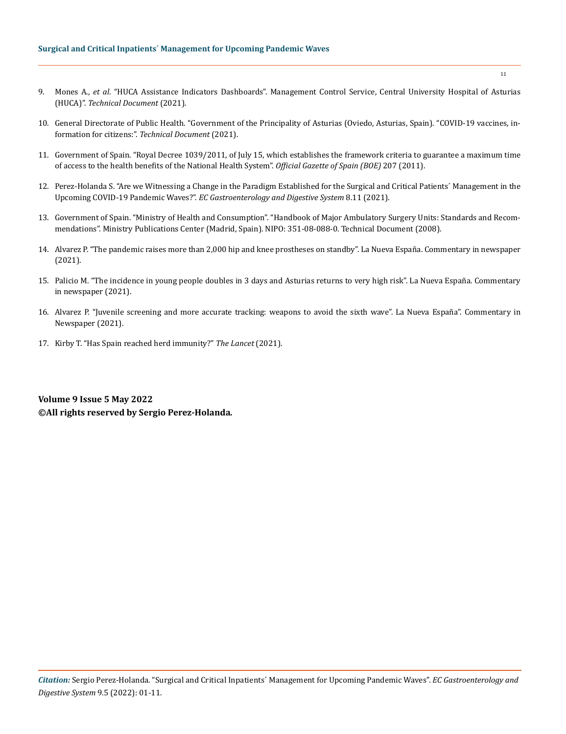9. Mones A., *et al*. "HUCA Assistance Indicators Dashboards". Management Control Service, Central University Hospital of Asturias (HUCA)". *Technical Document* (2021).

10. General Directorate of Public Health. "Government of the Principality of Asturias (Oviedo, Asturias, Spain). "COVID-19 vaccines, information for citizens:". *Technical Document* (2021).

11. Government of Spain. "Royal Decree 1039/2011, of July 15, which establishes the framework criteria to guarantee a maximum time of access to the health benefits of the National Health System". *Official Gazette of Spain (BOE)* 207 (2011).

12. Perez-Holanda S. "Are we Witnessing a Change in the Paradigm Established for the Surgical and Critical Patients´ Management in the Upcoming COVID-19 Pandemic Waves?". *EC Gastroenterology and Digestive System* 8.11 (2021).

13. Government of Spain. "Ministry of Health and Consumption". "Handbook of Major Ambulatory Surgery Units: Standards and Recommendations". Ministry Publications Center (Madrid, Spain). NIPO: 351-08-088-0. Technical Document (2008).

14. Alvarez P. "The pandemic raises more than 2,000 hip and knee prostheses on standby". La Nueva España. Commentary in newspaper (2021).

15. Palicio M. "The incidence in young people doubles in 3 days and Asturias returns to very high risk". La Nueva España. Commentary in newspaper (2021).

16. Alvarez P. "Juvenile screening and more accurate tracking: weapons to avoid the sixth wave". La Nueva España". Commentary in Newspaper (2021).

17. Kirby T. "Has Spain reached herd immunity?" *The Lancet* (2021).

**Volume 9 Issue 5 May 2022**
**©All rights reserved by Sergio Perez-Holanda.**